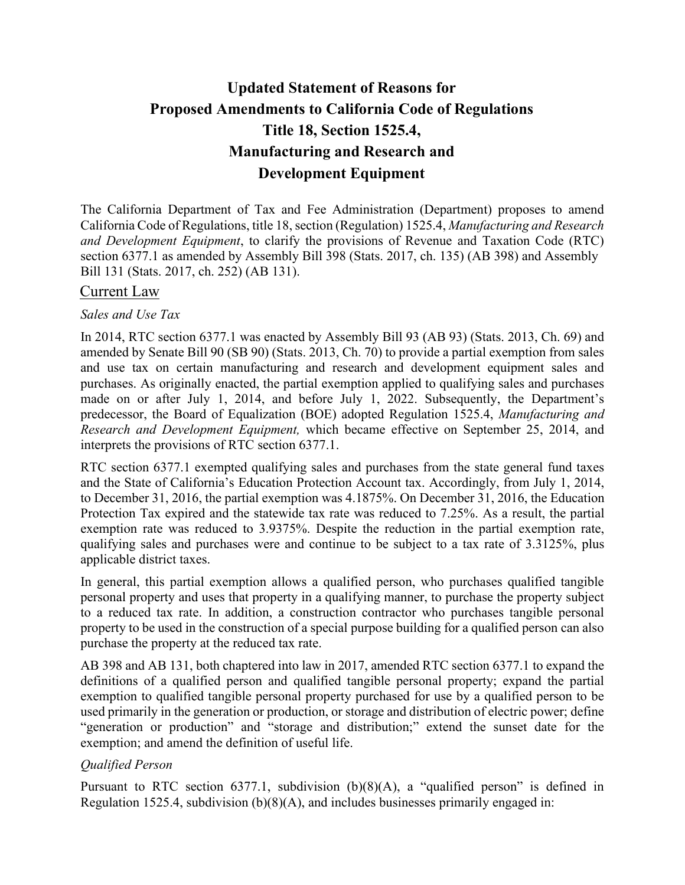# Updated Statement of Reasons for Proposed Amendments to California Code of Regulations Title 18, Section 1525.4, Manufacturing and Research and Development Equipment

The California Department of Tax and Fee Administration (Department) proposes to amend California Code of Regulations, title 18, section (Regulation) 1525.4, *Manufacturing and Research and Development Equipment*, to clarify the provisions of Revenue and Taxation Code (RTC) section 6377.1 as amended by Assembly Bill 398 (Stats. 2017, ch. 135) (AB 398) and Assembly Bill 131 (Stats. 2017, ch. 252) (AB 131).

## Current Law

### *Sales and Use Tax*

In 2014, RTC section 6377.1 was enacted by Assembly Bill 93 (AB 93) (Stats. 2013, Ch. 69) and amended by Senate Bill 90 (SB 90) (Stats. 2013, Ch. 70) to provide a partial exemption from sales and use tax on certain manufacturing and research and development equipment sales and purchases. As originally enacted, the partial exemption applied to qualifying sales and purchases made on or after July 1, 2014, and before July 1, 2022. Subsequently, the Department's predecessor, the Board of Equalization (BOE) adopted Regulation 1525.4, *Manufacturing and Research and Development Equipment,* which became effective on September 25, 2014, and interprets the provisions of RTC section 6377.1.

RTC section 6377.1 exempted qualifying sales and purchases from the state general fund taxes and the State of California's Education Protection Account tax. Accordingly, from July 1, 2014, to December 31, 2016, the partial exemption was 4.1875%. On December 31, 2016, the Education Protection Tax expired and the statewide tax rate was reduced to 7.25%. As a result, the partial exemption rate was reduced to 3.9375%. Despite the reduction in the partial exemption rate, qualifying sales and purchases were and continue to be subject to a tax rate of 3.3125%, plus applicable district taxes.

In general, this partial exemption allows a qualified person, who purchases qualified tangible personal property and uses that property in a qualifying manner, to purchase the property subject to a reduced tax rate. In addition, a construction contractor who purchases tangible personal property to be used in the construction of a special purpose building for a qualified person can also purchase the property at the reduced tax rate.

AB 398 and AB 131, both chaptered into law in 2017, amended RTC section 6377.1 to expand the definitions of a qualified person and qualified tangible personal property; expand the partial exemption to qualified tangible personal property purchased for use by a qualified person to be used primarily in the generation or production, or storage and distribution of electric power; define "generation or production" and "storage and distribution;" extend the sunset date for the exemption; and amend the definition of useful life.

### *Qualified Person*

Pursuant to RTC section 6377.1, subdivision (b)(8)(A), a "qualified person" is defined in Regulation 1525.4, subdivision (b)(8)(A), and includes businesses primarily engaged in: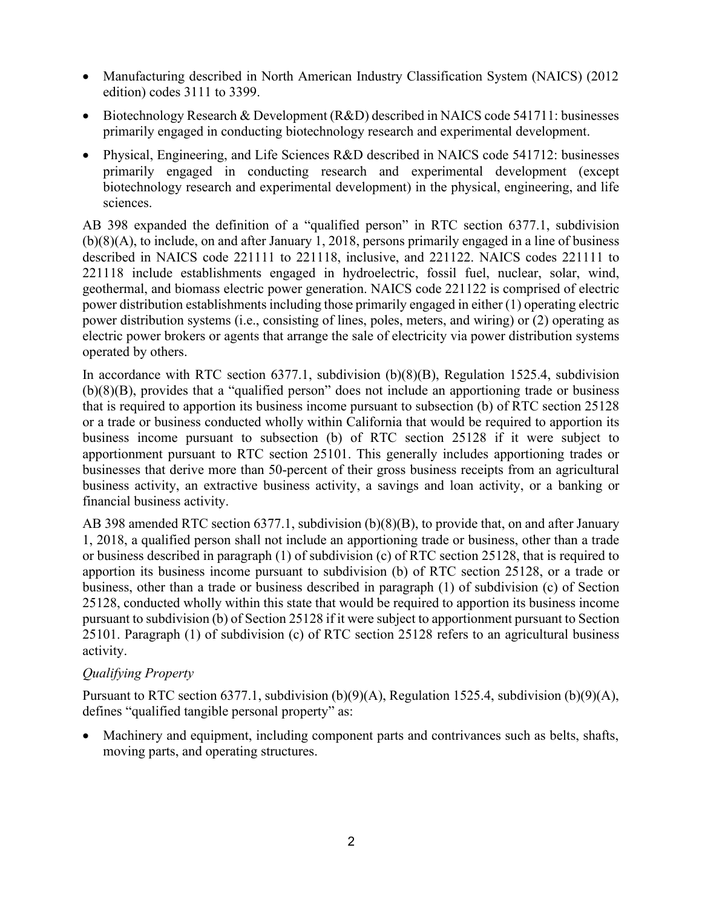- Manufacturing described in North American Industry Classification System (NAICS) (2012 edition) codes 3111 to 3399.
- Biotechnology Research & Development (R&D) described in NAICS code 541711: businesses primarily engaged in conducting biotechnology research and experimental development.
- Physical, Engineering, and Life Sciences R&D described in NAICS code 541712: businesses primarily engaged in conducting research and experimental development (except biotechnology research and experimental development) in the physical, engineering, and life sciences.

AB 398 expanded the definition of a "qualified person" in RTC section 6377.1, subdivision (b)(8)(A), to include, on and after January 1, 2018, persons primarily engaged in a line of business described in NAICS code 221111 to 221118, inclusive, and 221122. NAICS codes 221111 to 221118 include establishments engaged in hydroelectric, fossil fuel, nuclear, solar, wind, geothermal, and biomass electric power generation. NAICS code 221122 is comprised of electric power distribution establishments including those primarily engaged in either (1) operating electric power distribution systems (i.e., consisting of lines, poles, meters, and wiring) or (2) operating as electric power brokers or agents that arrange the sale of electricity via power distribution systems operated by others.

In accordance with RTC section 6377.1, subdivision (b)(8)(B), Regulation 1525.4, subdivision (b)(8)(B), provides that a "qualified person" does not include an apportioning trade or business that is required to apportion its business income pursuant to subsection (b) of RTC section 25128 or a trade or business conducted wholly within California that would be required to apportion its business income pursuant to subsection (b) of RTC section 25128 if it were subject to apportionment pursuant to RTC section 25101. This generally includes apportioning trades or businesses that derive more than 50-percent of their gross business receipts from an agricultural business activity, an extractive business activity, a savings and loan activity, or a banking or financial business activity.

AB 398 amended RTC section 6377.1, subdivision (b)(8)(B), to provide that, on and after January 1, 2018, a qualified person shall not include an apportioning trade or business, other than a trade or business described in paragraph (1) of subdivision (c) of RTC section 25128, that is required to apportion its business income pursuant to subdivision (b) of RTC section 25128, or a trade or business, other than a trade or business described in paragraph (1) of subdivision (c) of Section 25128, conducted wholly within this state that would be required to apportion its business income pursuant to subdivision (b) of Section 25128 if it were subject to apportionment pursuant to Section 25101. Paragraph (1) of subdivision (c) of RTC section 25128 refers to an agricultural business activity.

*Qualifying Property*

Pursuant to RTC section 6377.1, subdivision (b)(9)(A), Regulation 1525.4, subdivision (b)(9)(A), defines "qualified tangible personal property" as:

- Machinery and equipment, including component parts and contrivances such as belts, shafts, moving parts, and operating structures.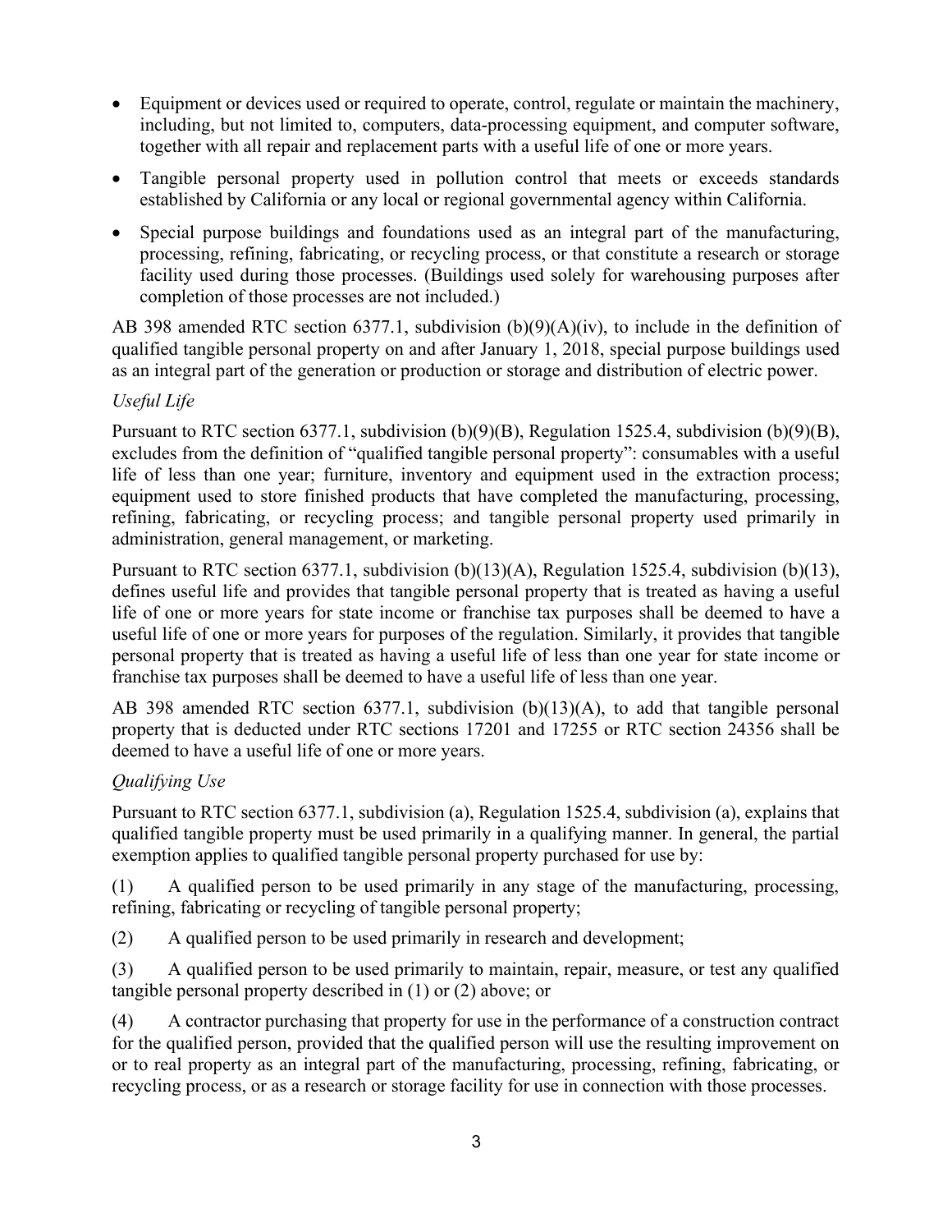- Equipment or devices used or required to operate, control, regulate or maintain the machinery, including, but not limited to, computers, data-processing equipment, and computer software, together with all repair and replacement parts with a useful life of one or more years.
- Tangible personal property used in pollution control that meets or exceeds standards established by California or any local or regional governmental agency within California.
- Special purpose buildings and foundations used as an integral part of the manufacturing, processing, refining, fabricating, or recycling process, or that constitute a research or storage facility used during those processes. (Buildings used solely for warehousing purposes after completion of those processes are not included.)

AB 398 amended RTC section 6377.1, subdivision (b)(9)(A)(iv), to include in the definition of qualified tangible personal property on and after January 1, 2018, special purpose buildings used as an integral part of the generation or production or storage and distribution of electric power.

*Useful Life*

Pursuant to RTC section 6377.1, subdivision (b)(9)(B), Regulation 1525.4, subdivision (b)(9)(B), excludes from the definition of "qualified tangible personal property": consumables with a useful life of less than one year; furniture, inventory and equipment used in the extraction process; equipment used to store finished products that have completed the manufacturing, processing, refining, fabricating, or recycling process; and tangible personal property used primarily in administration, general management, or marketing.

Pursuant to RTC section 6377.1, subdivision (b)(13)(A), Regulation 1525.4, subdivision (b)(13), defines useful life and provides that tangible personal property that is treated as having a useful life of one or more years for state income or franchise tax purposes shall be deemed to have a useful life of one or more years for purposes of the regulation. Similarly, it provides that tangible personal property that is treated as having a useful life of less than one year for state income or franchise tax purposes shall be deemed to have a useful life of less than one year.

AB 398 amended RTC section 6377.1, subdivision (b)(13)(A), to add that tangible personal property that is deducted under RTC sections 17201 and 17255 or RTC section 24356 shall be deemed to have a useful life of one or more years.

*Qualifying Use*

Pursuant to RTC section 6377.1, subdivision (a), Regulation 1525.4, subdivision (a), explains that qualified tangible property must be used primarily in a qualifying manner. In general, the partial exemption applies to qualified tangible personal property purchased for use by:

(1) A qualified person to be used primarily in any stage of the manufacturing, processing, refining, fabricating or recycling of tangible personal property;

(2) A qualified person to be used primarily in research and development;

(3) A qualified person to be used primarily to maintain, repair, measure, or test any qualified tangible personal property described in (1) or (2) above; or

(4) A contractor purchasing that property for use in the performance of a construction contract for the qualified person, provided that the qualified person will use the resulting improvement on or to real property as an integral part of the manufacturing, processing, refining, fabricating, or recycling process, or as a research or storage facility for use in connection with those processes.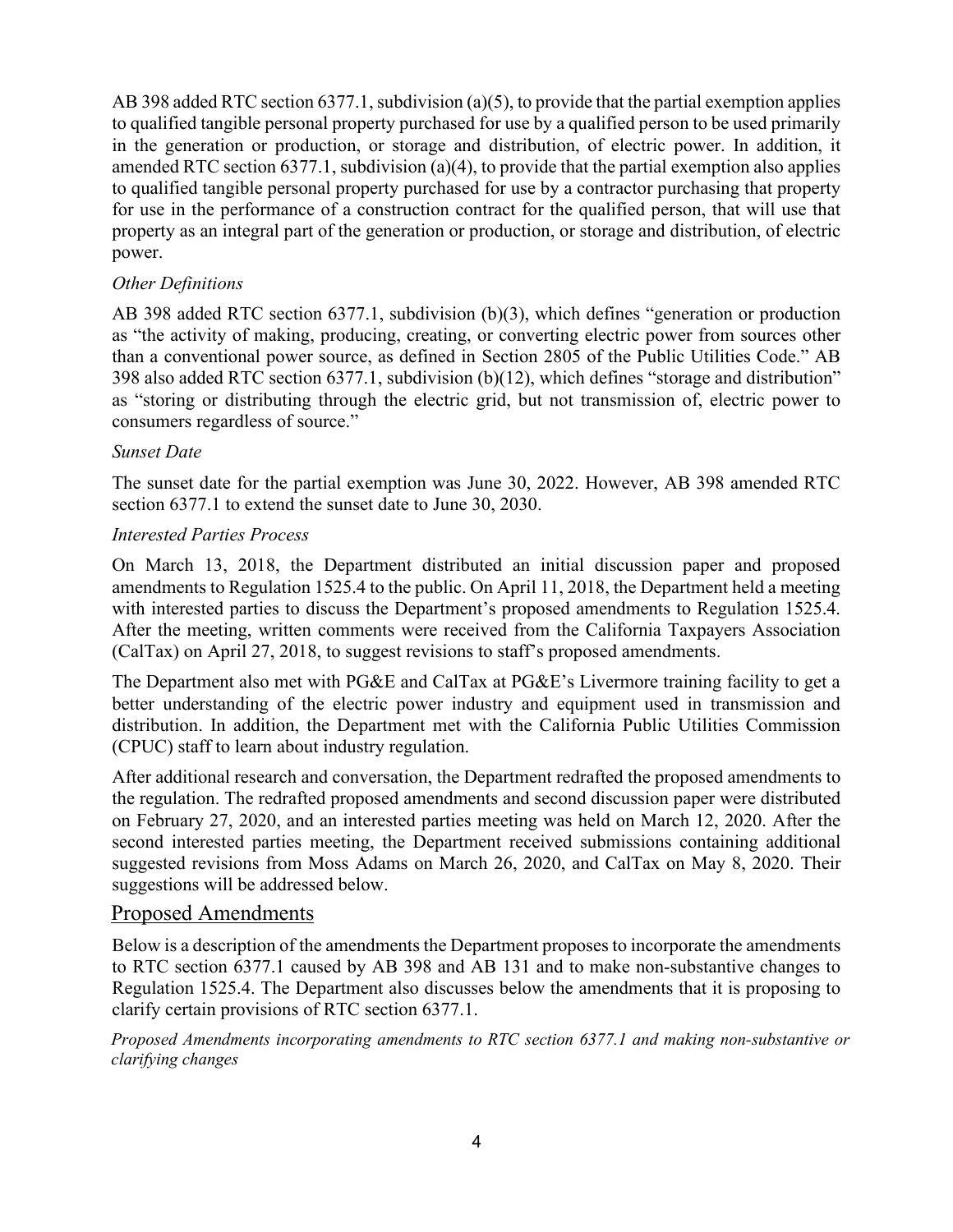AB 398 added RTC section 6377.1, subdivision (a)(5), to provide that the partial exemption applies to qualified tangible personal property purchased for use by a qualified person to be used primarily in the generation or production, or storage and distribution, of electric power. In addition, it amended RTC section 6377.1, subdivision (a)(4), to provide that the partial exemption also applies to qualified tangible personal property purchased for use by a contractor purchasing that property for use in the performance of a construction contract for the qualified person, that will use that property as an integral part of the generation or production, or storage and distribution, of electric power.

*Other Definitions*

AB 398 added RTC section 6377.1, subdivision (b)(3), which defines "generation or production as "the activity of making, producing, creating, or converting electric power from sources other than a conventional power source, as defined in Section 2805 of the Public Utilities Code." AB 398 also added RTC section 6377.1, subdivision (b)(12), which defines "storage and distribution" as "storing or distributing through the electric grid, but not transmission of, electric power to consumers regardless of source."

*Sunset Date*

The sunset date for the partial exemption was June 30, 2022. However, AB 398 amended RTC section 6377.1 to extend the sunset date to June 30, 2030.

*Interested Parties Process*

On March 13, 2018, the Department distributed an initial discussion paper and proposed amendments to Regulation 1525.4 to the public. On April 11, 2018, the Department held a meeting with interested parties to discuss the Department's proposed amendments to Regulation 1525.4. After the meeting, written comments were received from the California Taxpayers Association (CalTax) on April 27, 2018, to suggest revisions to staff's proposed amendments.

The Department also met with PG&E and CalTax at PG&E's Livermore training facility to get a better understanding of the electric power industry and equipment used in transmission and distribution. In addition, the Department met with the California Public Utilities Commission (CPUC) staff to learn about industry regulation.

After additional research and conversation, the Department redrafted the proposed amendments to the regulation. The redrafted proposed amendments and second discussion paper were distributed on February 27, 2020, and an interested parties meeting was held on March 12, 2020. After the second interested parties meeting, the Department received submissions containing additional suggested revisions from Moss Adams on March 26, 2020, and CalTax on May 8, 2020. Their suggestions will be addressed below.

## Proposed Amendments

Below is a description of the amendments the Department proposes to incorporate the amendments to RTC section 6377.1 caused by AB 398 and AB 131 and to make non-substantive changes to Regulation 1525.4. The Department also discusses below the amendments that it is proposing to clarify certain provisions of RTC section 6377.1.

*Proposed Amendments incorporating amendments to RTC section 6377.1 and making non-substantive or clarifying changes*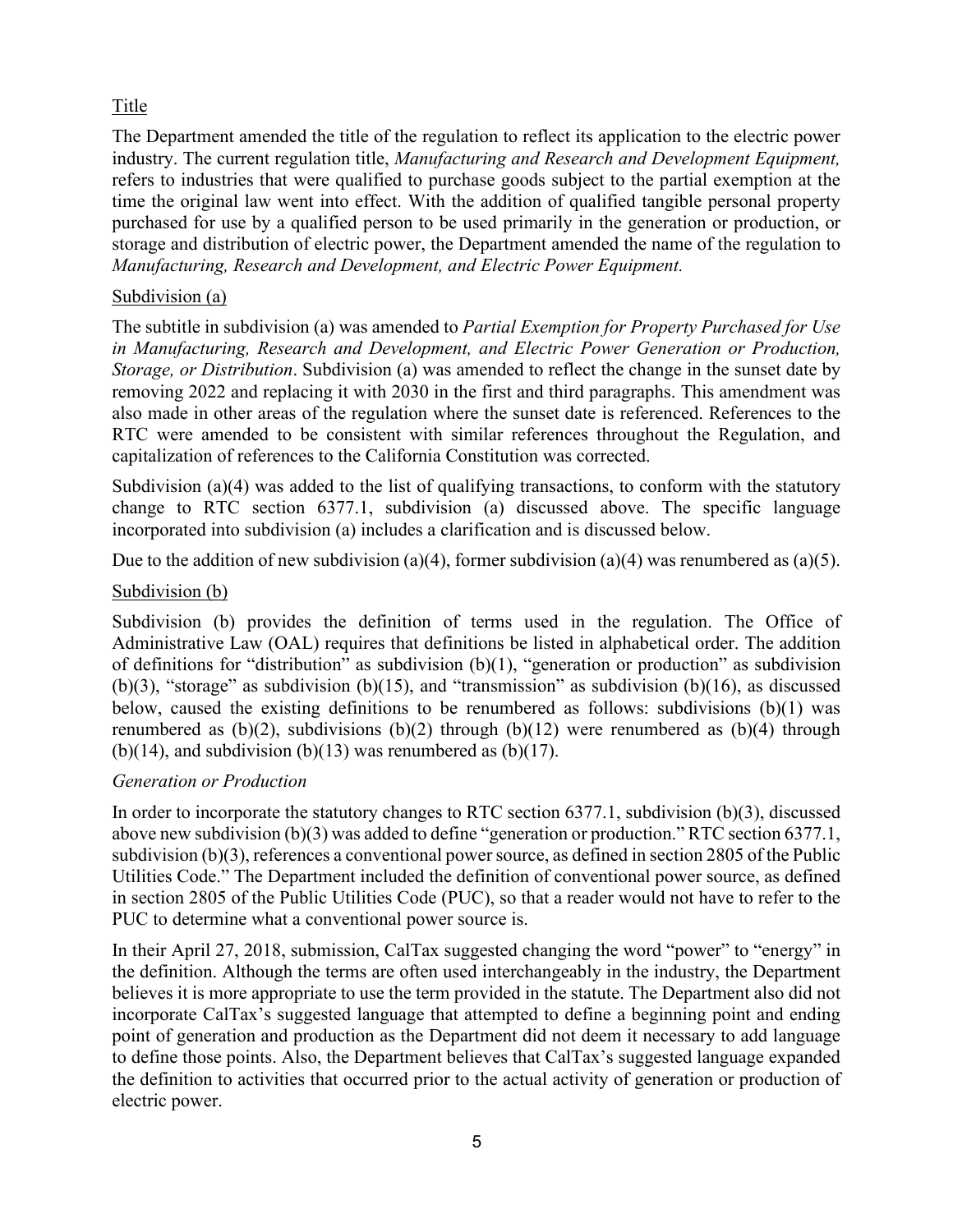Title

The Department amended the title of the regulation to reflect its application to the electric power industry. The current regulation title, *Manufacturing and Research and Development Equipment,* refers to industries that were qualified to purchase goods subject to the partial exemption at the time the original law went into effect. With the addition of qualified tangible personal property purchased for use by a qualified person to be used primarily in the generation or production, or storage and distribution of electric power, the Department amended the name of the regulation to *Manufacturing, Research and Development, and Electric Power Equipment.*

Subdivision (a)

The subtitle in subdivision (a) was amended to *Partial Exemption for Property Purchased for Use in Manufacturing, Research and Development, and Electric Power Generation or Production, Storage, or Distribution*. Subdivision (a) was amended to reflect the change in the sunset date by removing 2022 and replacing it with 2030 in the first and third paragraphs. This amendment was also made in other areas of the regulation where the sunset date is referenced. References to the RTC were amended to be consistent with similar references throughout the Regulation, and capitalization of references to the California Constitution was corrected.

Subdivision (a)(4) was added to the list of qualifying transactions, to conform with the statutory change to RTC section 6377.1, subdivision (a) discussed above. The specific language incorporated into subdivision (a) includes a clarification and is discussed below.

Due to the addition of new subdivision (a)(4), former subdivision (a)(4) was renumbered as (a)(5).

Subdivision (b)

Subdivision (b) provides the definition of terms used in the regulation. The Office of Administrative Law (OAL) requires that definitions be listed in alphabetical order. The addition of definitions for "distribution" as subdivision (b)(1), "generation or production" as subdivision (b)(3), "storage" as subdivision (b)(15), and "transmission" as subdivision (b)(16), as discussed below, caused the existing definitions to be renumbered as follows: subdivisions (b)(1) was renumbered as (b)(2), subdivisions (b)(2) through (b)(12) were renumbered as (b)(4) through (b)(14), and subdivision (b)(13) was renumbered as (b)(17).

*Generation or Production*

In order to incorporate the statutory changes to RTC section 6377.1, subdivision (b)(3), discussed above new subdivision (b)(3) was added to define "generation or production." RTC section 6377.1, subdivision (b)(3), references a conventional power source, as defined in section 2805 of the Public Utilities Code." The Department included the definition of conventional power source, as defined in section 2805 of the Public Utilities Code (PUC), so that a reader would not have to refer to the PUC to determine what a conventional power source is.

In their April 27, 2018, submission, CalTax suggested changing the word "power" to "energy" in the definition. Although the terms are often used interchangeably in the industry, the Department believes it is more appropriate to use the term provided in the statute. The Department also did not incorporate CalTax's suggested language that attempted to define a beginning point and ending point of generation and production as the Department did not deem it necessary to add language to define those points. Also, the Department believes that CalTax's suggested language expanded the definition to activities that occurred prior to the actual activity of generation or production of electric power.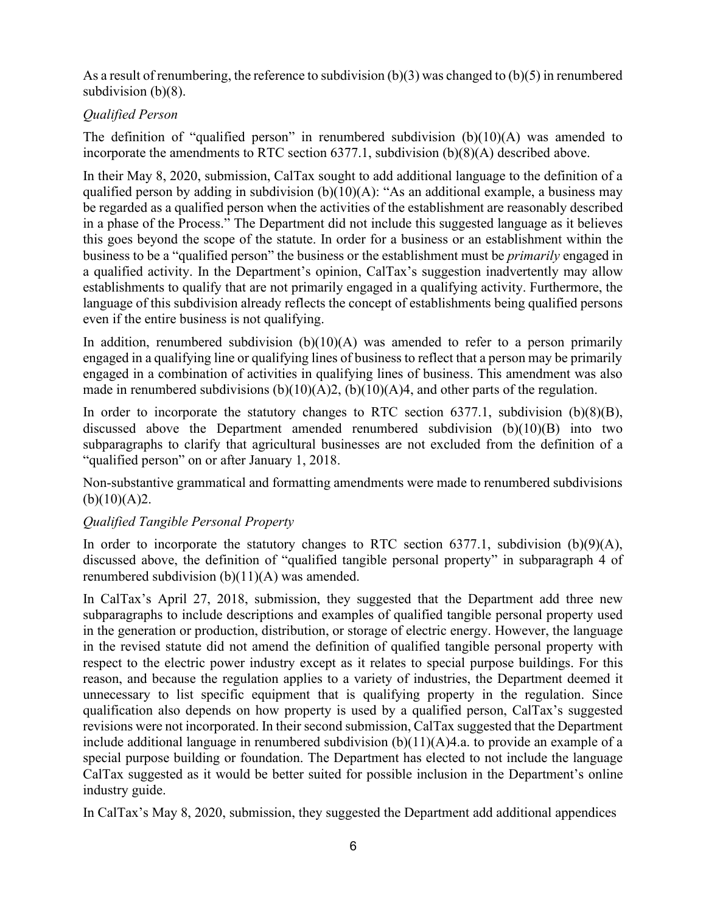As a result of renumbering, the reference to subdivision (b)(3) was changed to (b)(5) in renumbered subdivision (b)(8).

*Qualified Person*

The definition of "qualified person" in renumbered subdivision (b)(10)(A) was amended to incorporate the amendments to RTC section 6377.1, subdivision (b)(8)(A) described above.

In their May 8, 2020, submission, CalTax sought to add additional language to the definition of a qualified person by adding in subdivision (b)(10)(A): "As an additional example, a business may be regarded as a qualified person when the activities of the establishment are reasonably described in a phase of the Process." The Department did not include this suggested language as it believes this goes beyond the scope of the statute. In order for a business or an establishment within the business to be a "qualified person" the business or the establishment must be *primarily* engaged in a qualified activity. In the Department's opinion, CalTax's suggestion inadvertently may allow establishments to qualify that are not primarily engaged in a qualifying activity. Furthermore, the language of this subdivision already reflects the concept of establishments being qualified persons even if the entire business is not qualifying.

In addition, renumbered subdivision (b)(10)(A) was amended to refer to a person primarily engaged in a qualifying line or qualifying lines of business to reflect that a person may be primarily engaged in a combination of activities in qualifying lines of business. This amendment was also made in renumbered subdivisions (b)(10)(A)2, (b)(10)(A)4, and other parts of the regulation.

In order to incorporate the statutory changes to RTC section 6377.1, subdivision (b)(8)(B), discussed above the Department amended renumbered subdivision (b)(10)(B) into two subparagraphs to clarify that agricultural businesses are not excluded from the definition of a "qualified person" on or after January 1, 2018.

Non-substantive grammatical and formatting amendments were made to renumbered subdivisions (b)(10)(A)2.

*Qualified Tangible Personal Property*

In order to incorporate the statutory changes to RTC section 6377.1, subdivision (b)(9)(A), discussed above, the definition of "qualified tangible personal property" in subparagraph 4 of renumbered subdivision (b)(11)(A) was amended.

In CalTax's April 27, 2018, submission, they suggested that the Department add three new subparagraphs to include descriptions and examples of qualified tangible personal property used in the generation or production, distribution, or storage of electric energy. However, the language in the revised statute did not amend the definition of qualified tangible personal property with respect to the electric power industry except as it relates to special purpose buildings. For this reason, and because the regulation applies to a variety of industries, the Department deemed it unnecessary to list specific equipment that is qualifying property in the regulation. Since qualification also depends on how property is used by a qualified person, CalTax's suggested revisions were not incorporated. In their second submission, CalTax suggested that the Department include additional language in renumbered subdivision (b)(11)(A)4.a. to provide an example of a special purpose building or foundation. The Department has elected to not include the language CalTax suggested as it would be better suited for possible inclusion in the Department's online industry guide.

In CalTax's May 8, 2020, submission, they suggested the Department add additional appendices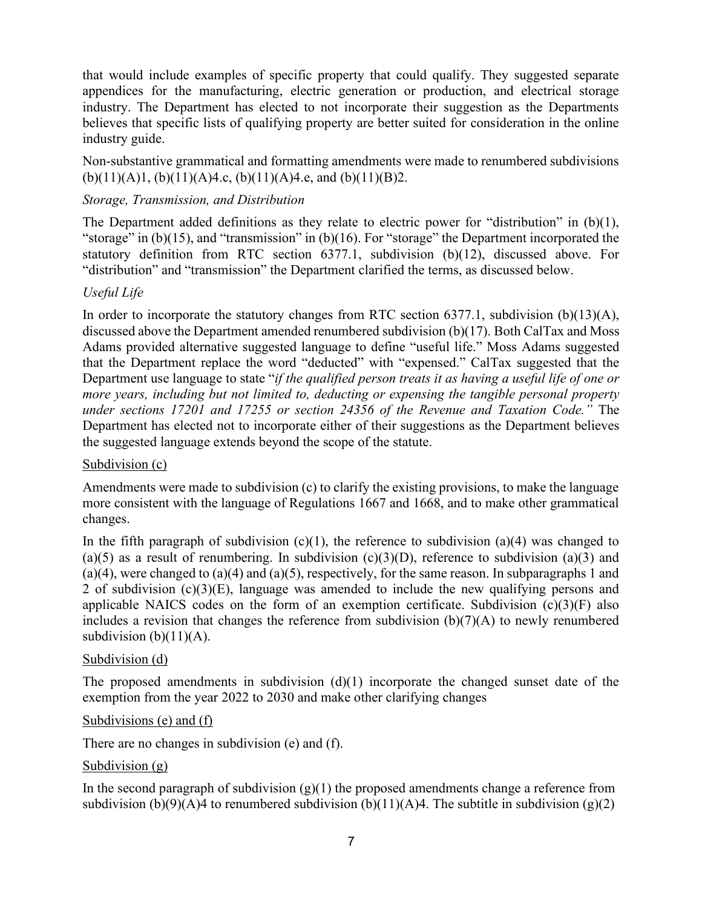that would include examples of specific property that could qualify. They suggested separate appendices for the manufacturing, electric generation or production, and electrical storage industry. The Department has elected to not incorporate their suggestion as the Departments believes that specific lists of qualifying property are better suited for consideration in the online industry guide.

Non-substantive grammatical and formatting amendments were made to renumbered subdivisions (b)(11)(A)1, (b)(11)(A)4.c, (b)(11)(A)4.e, and (b)(11)(B)2.

*Storage, Transmission, and Distribution*

The Department added definitions as they relate to electric power for "distribution" in (b)(1), "storage" in (b)(15), and "transmission" in (b)(16). For "storage" the Department incorporated the statutory definition from RTC section 6377.1, subdivision (b)(12), discussed above. For "distribution" and "transmission" the Department clarified the terms, as discussed below.

*Useful Life*

In order to incorporate the statutory changes from RTC section 6377.1, subdivision (b)(13)(A), discussed above the Department amended renumbered subdivision (b)(17). Both CalTax and Moss Adams provided alternative suggested language to define "useful life." Moss Adams suggested that the Department replace the word "deducted" with "expensed." CalTax suggested that the Department use language to state "*if the qualified person treats it as having a useful life of one or more years, including but not limited to, deducting or expensing the tangible personal property under sections 17201 and 17255 or section 24356 of the Revenue and Taxation Code."* The Department has elected not to incorporate either of their suggestions as the Department believes the suggested language extends beyond the scope of the statute.

<u>Subdivision (c)</u>

Amendments were made to subdivision (c) to clarify the existing provisions, to make the language more consistent with the language of Regulations 1667 and 1668, and to make other grammatical changes.

In the fifth paragraph of subdivision (c)(1), the reference to subdivision (a)(4) was changed to (a)(5) as a result of renumbering. In subdivision (c)(3)(D), reference to subdivision (a)(3) and (a)(4), were changed to (a)(4) and (a)(5), respectively, for the same reason. In subparagraphs 1 and 2 of subdivision (c)(3)(E), language was amended to include the new qualifying persons and applicable NAICS codes on the form of an exemption certificate. Subdivision (c)(3)(F) also includes a revision that changes the reference from subdivision (b)(7)(A) to newly renumbered subdivision (b)(11)(A).

<u>Subdivision (d)</u>

The proposed amendments in subdivision (d)(1) incorporate the changed sunset date of the exemption from the year 2022 to 2030 and make other clarifying changes

<u>Subdivisions (e) and (f)</u>

There are no changes in subdivision (e) and (f).

<u>Subdivision (g)</u>

In the second paragraph of subdivision (g)(1) the proposed amendments change a reference from subdivision (b)(9)(A)4 to renumbered subdivision (b)(11)(A)4. The subtitle in subdivision (g)(2)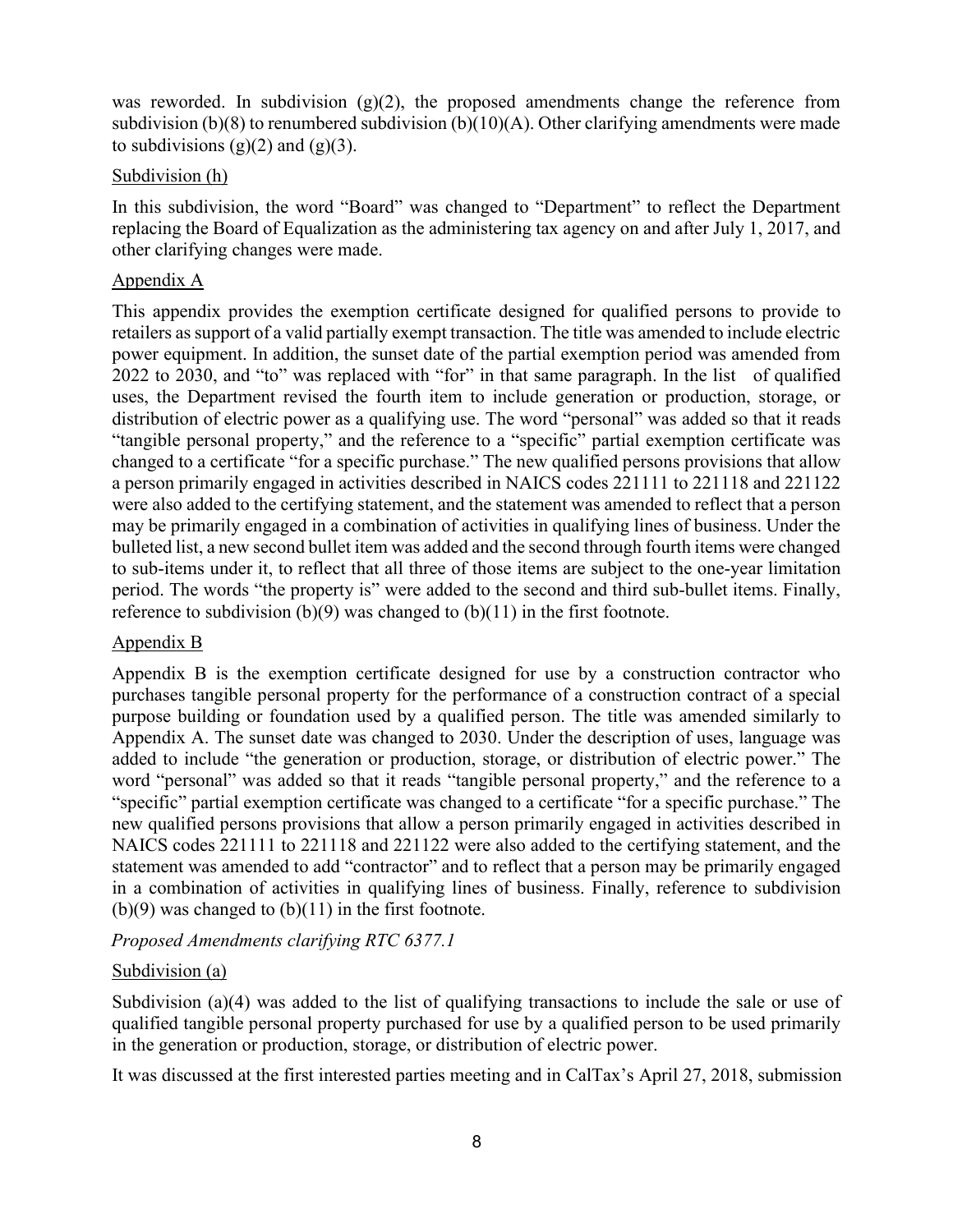was reworded. In subdivision (g)(2), the proposed amendments change the reference from subdivision (b)(8) to renumbered subdivision (b)(10)(A). Other clarifying amendments were made to subdivisions (g)(2) and (g)(3).

<u>Subdivision (h)</u>

In this subdivision, the word "Board" was changed to "Department" to reflect the Department replacing the Board of Equalization as the administering tax agency on and after July 1, 2017, and other clarifying changes were made.

<u>Appendix A</u>

This appendix provides the exemption certificate designed for qualified persons to provide to retailers as support of a valid partially exempt transaction. The title was amended to include electric power equipment. In addition, the sunset date of the partial exemption period was amended from 2022 to 2030, and "to" was replaced with "for" in that same paragraph. In the list of qualified uses, the Department revised the fourth item to include generation or production, storage, or distribution of electric power as a qualifying use. The word "personal" was added so that it reads "tangible personal property," and the reference to a "specific" partial exemption certificate was changed to a certificate "for a specific purchase." The new qualified persons provisions that allow a person primarily engaged in activities described in NAICS codes 221111 to 221118 and 221122 were also added to the certifying statement, and the statement was amended to reflect that a person may be primarily engaged in a combination of activities in qualifying lines of business. Under the bulleted list, a new second bullet item was added and the second through fourth items were changed to sub-items under it, to reflect that all three of those items are subject to the one-year limitation period. The words "the property is" were added to the second and third sub-bullet items. Finally, reference to subdivision (b)(9) was changed to (b)(11) in the first footnote.

<u>Appendix B</u>

Appendix B is the exemption certificate designed for use by a construction contractor who purchases tangible personal property for the performance of a construction contract of a special purpose building or foundation used by a qualified person. The title was amended similarly to Appendix A. The sunset date was changed to 2030. Under the description of uses, language was added to include "the generation or production, storage, or distribution of electric power." The word "personal" was added so that it reads "tangible personal property," and the reference to a "specific" partial exemption certificate was changed to a certificate "for a specific purchase." The new qualified persons provisions that allow a person primarily engaged in activities described in NAICS codes 221111 to 221118 and 221122 were also added to the certifying statement, and the statement was amended to add "contractor" and to reflect that a person may be primarily engaged in a combination of activities in qualifying lines of business. Finally, reference to subdivision (b)(9) was changed to (b)(11) in the first footnote.

*Proposed Amendments clarifying RTC 6377.1*

<u>Subdivision (a)</u>

Subdivision (a)(4) was added to the list of qualifying transactions to include the sale or use of qualified tangible personal property purchased for use by a qualified person to be used primarily in the generation or production, storage, or distribution of electric power.

It was discussed at the first interested parties meeting and in CalTax's April 27, 2018, submission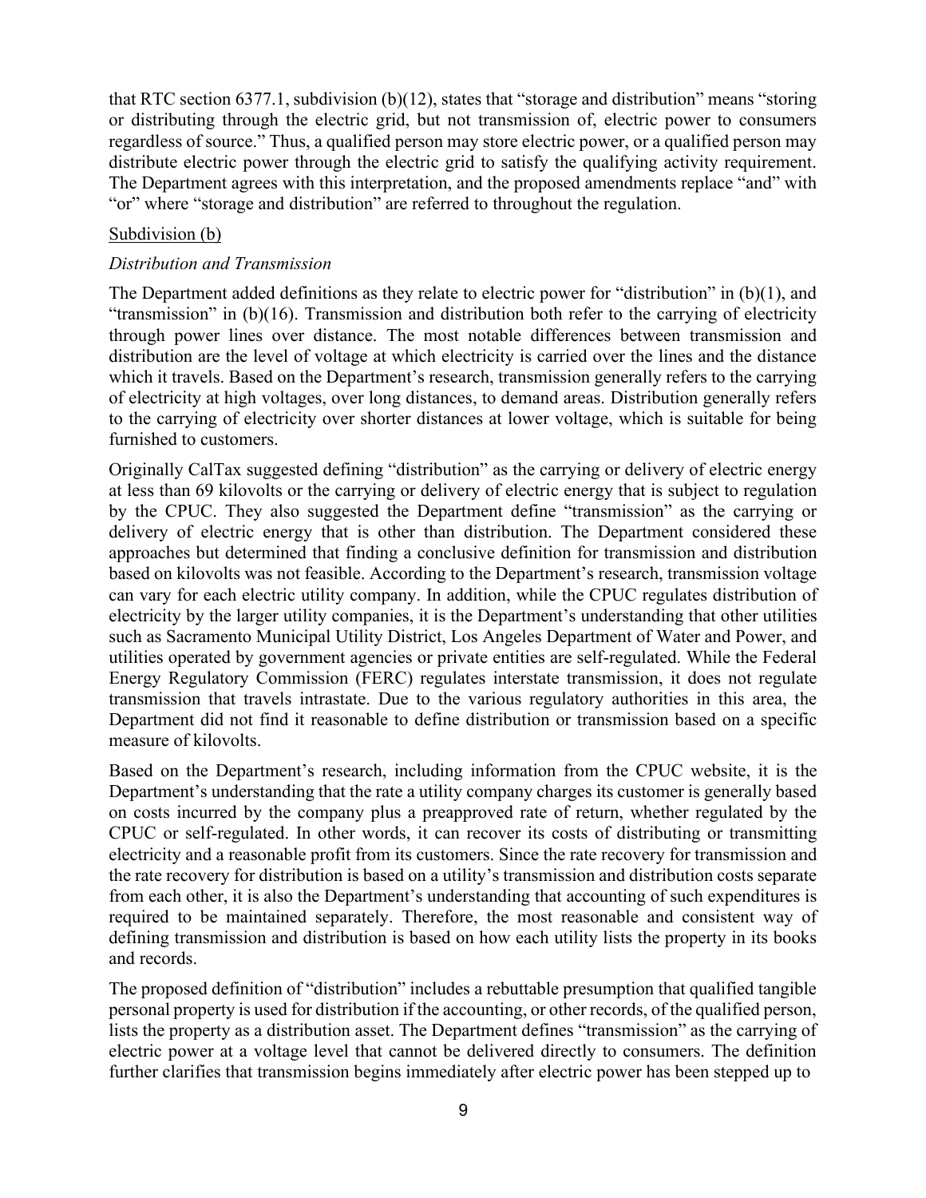that RTC section 6377.1, subdivision (b)(12), states that "storage and distribution" means "storing or distributing through the electric grid, but not transmission of, electric power to consumers regardless of source." Thus, a qualified person may store electric power, or a qualified person may distribute electric power through the electric grid to satisfy the qualifying activity requirement. The Department agrees with this interpretation, and the proposed amendments replace "and" with "or" where "storage and distribution" are referred to throughout the regulation.

Subdivision (b)

*Distribution and Transmission*

The Department added definitions as they relate to electric power for "distribution" in (b)(1), and "transmission" in (b)(16). Transmission and distribution both refer to the carrying of electricity through power lines over distance. The most notable differences between transmission and distribution are the level of voltage at which electricity is carried over the lines and the distance which it travels. Based on the Department's research, transmission generally refers to the carrying of electricity at high voltages, over long distances, to demand areas. Distribution generally refers to the carrying of electricity over shorter distances at lower voltage, which is suitable for being furnished to customers.

Originally CalTax suggested defining "distribution" as the carrying or delivery of electric energy at less than 69 kilovolts or the carrying or delivery of electric energy that is subject to regulation by the CPUC. They also suggested the Department define "transmission" as the carrying or delivery of electric energy that is other than distribution. The Department considered these approaches but determined that finding a conclusive definition for transmission and distribution based on kilovolts was not feasible. According to the Department's research, transmission voltage can vary for each electric utility company. In addition, while the CPUC regulates distribution of electricity by the larger utility companies, it is the Department's understanding that other utilities such as Sacramento Municipal Utility District, Los Angeles Department of Water and Power, and utilities operated by government agencies or private entities are self-regulated. While the Federal Energy Regulatory Commission (FERC) regulates interstate transmission, it does not regulate transmission that travels intrastate. Due to the various regulatory authorities in this area, the Department did not find it reasonable to define distribution or transmission based on a specific measure of kilovolts.

Based on the Department's research, including information from the CPUC website, it is the Department's understanding that the rate a utility company charges its customer is generally based on costs incurred by the company plus a preapproved rate of return, whether regulated by the CPUC or self-regulated. In other words, it can recover its costs of distributing or transmitting electricity and a reasonable profit from its customers. Since the rate recovery for transmission and the rate recovery for distribution is based on a utility's transmission and distribution costs separate from each other, it is also the Department's understanding that accounting of such expenditures is required to be maintained separately. Therefore, the most reasonable and consistent way of defining transmission and distribution is based on how each utility lists the property in its books and records.

The proposed definition of "distribution" includes a rebuttable presumption that qualified tangible personal property is used for distribution if the accounting, or other records, of the qualified person, lists the property as a distribution asset. The Department defines "transmission" as the carrying of electric power at a voltage level that cannot be delivered directly to consumers. The definition further clarifies that transmission begins immediately after electric power has been stepped up to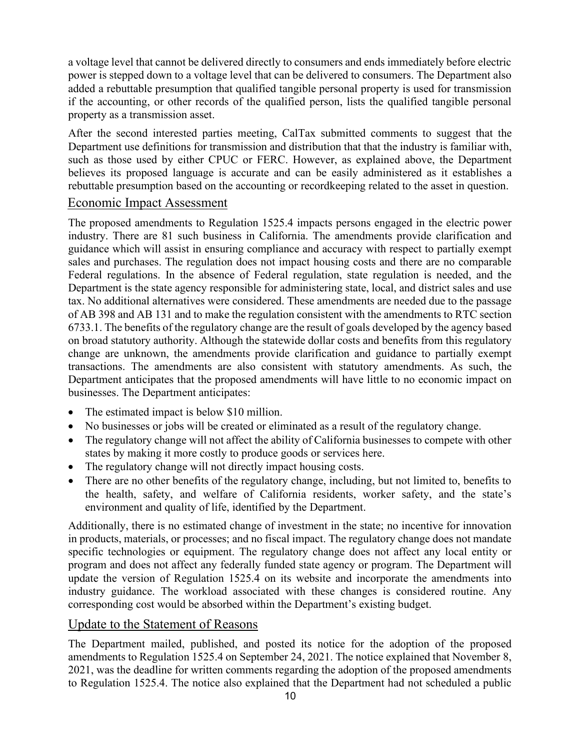a voltage level that cannot be delivered directly to consumers and ends immediately before electric power is stepped down to a voltage level that can be delivered to consumers. The Department also added a rebuttable presumption that qualified tangible personal property is used for transmission if the accounting, or other records of the qualified person, lists the qualified tangible personal property as a transmission asset.

After the second interested parties meeting, CalTax submitted comments to suggest that the Department use definitions for transmission and distribution that that the industry is familiar with, such as those used by either CPUC or FERC. However, as explained above, the Department believes its proposed language is accurate and can be easily administered as it establishes a rebuttable presumption based on the accounting or recordkeeping related to the asset in question.

## Economic Impact Assessment

The proposed amendments to Regulation 1525.4 impacts persons engaged in the electric power industry. There are 81 such business in California. The amendments provide clarification and guidance which will assist in ensuring compliance and accuracy with respect to partially exempt sales and purchases. The regulation does not impact housing costs and there are no comparable Federal regulations. In the absence of Federal regulation, state regulation is needed, and the Department is the state agency responsible for administering state, local, and district sales and use tax. No additional alternatives were considered. These amendments are needed due to the passage of AB 398 and AB 131 and to make the regulation consistent with the amendments to RTC section 6733.1. The benefits of the regulatory change are the result of goals developed by the agency based on broad statutory authority. Although the statewide dollar costs and benefits from this regulatory change are unknown, the amendments provide clarification and guidance to partially exempt transactions. The amendments are also consistent with statutory amendments. As such, the Department anticipates that the proposed amendments will have little to no economic impact on businesses. The Department anticipates:

- The estimated impact is below $10 million.
- No businesses or jobs will be created or eliminated as a result of the regulatory change.
- The regulatory change will not affect the ability of California businesses to compete with other states by making it more costly to produce goods or services here.
- The regulatory change will not directly impact housing costs.
- There are no other benefits of the regulatory change, including, but not limited to, benefits to the health, safety, and welfare of California residents, worker safety, and the state's environment and quality of life, identified by the Department.

Additionally, there is no estimated change of investment in the state; no incentive for innovation in products, materials, or processes; and no fiscal impact. The regulatory change does not mandate specific technologies or equipment. The regulatory change does not affect any local entity or program and does not affect any federally funded state agency or program. The Department will update the version of Regulation 1525.4 on its website and incorporate the amendments into industry guidance. The workload associated with these changes is considered routine. Any corresponding cost would be absorbed within the Department's existing budget.

## Update to the Statement of Reasons

The Department mailed, published, and posted its notice for the adoption of the proposed amendments to Regulation 1525.4 on September 24, 2021. The notice explained that November 8, 2021, was the deadline for written comments regarding the adoption of the proposed amendments to Regulation 1525.4. The notice also explained that the Department had not scheduled a public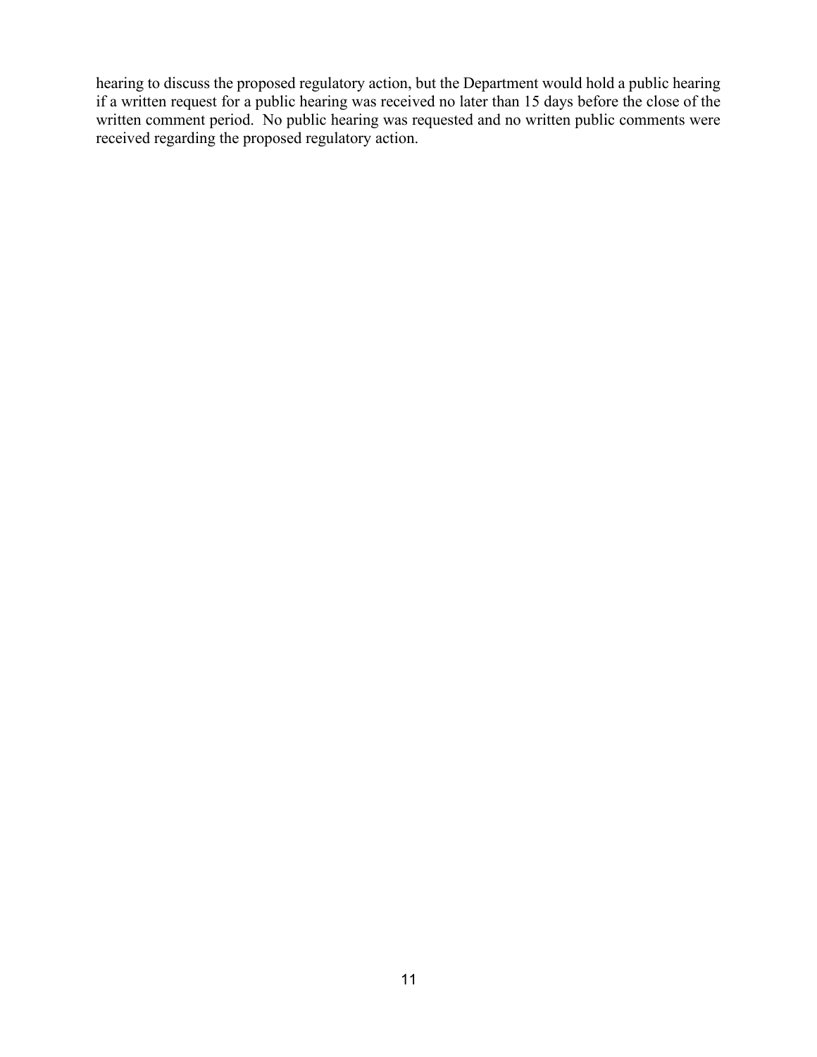hearing to discuss the proposed regulatory action, but the Department would hold a public hearing if a written request for a public hearing was received no later than 15 days before the close of the written comment period. No public hearing was requested and no written public comments were received regarding the proposed regulatory action.